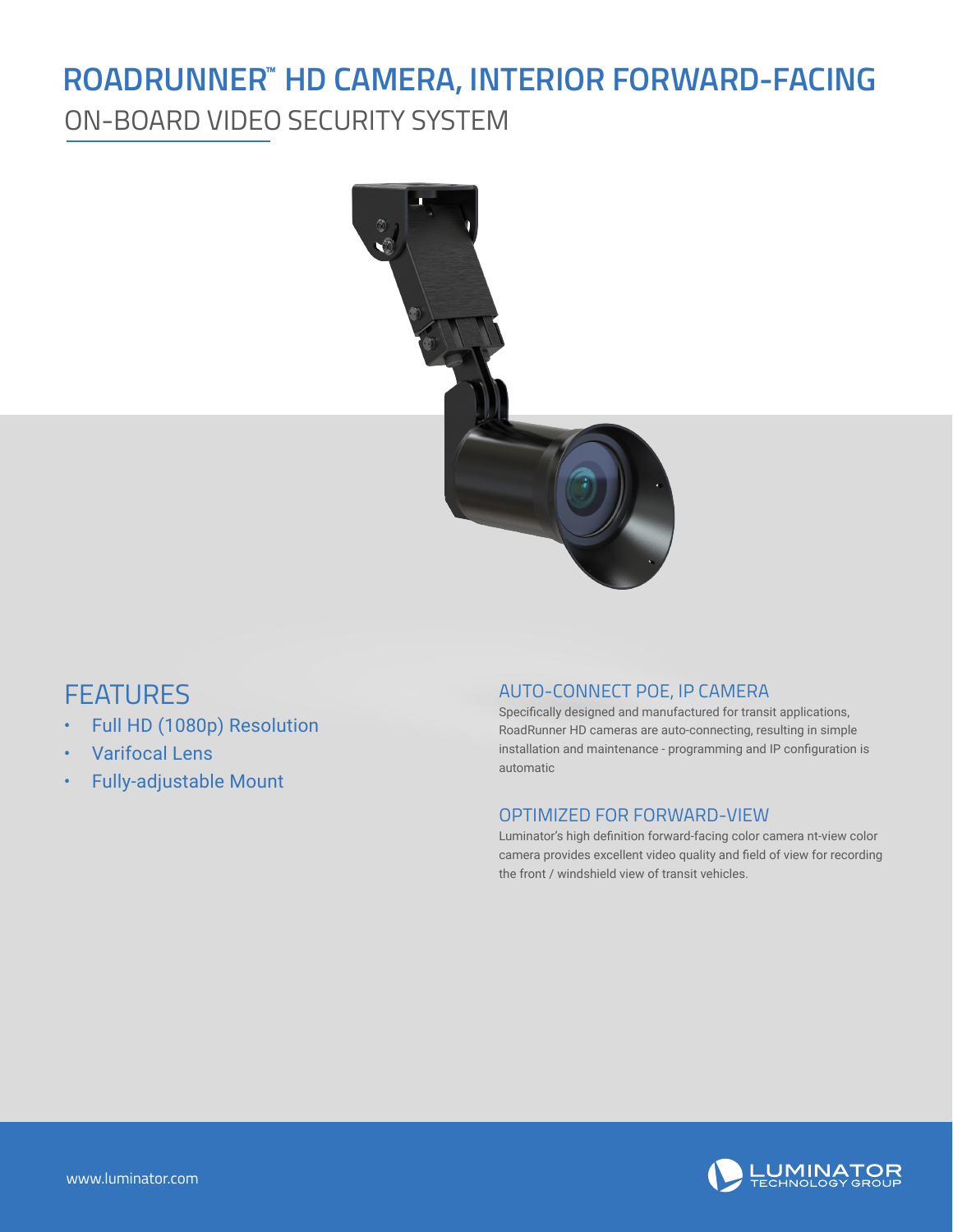# ROADRUNNER™ HD CAMERA, INTERIOR FORWARD-FACING

## ON-BOARD VIDEO SECURITY SYSTEM

## FEATURES

- Full HD (1080p) Resolution
- Varifocal Lens
- Fully-adjustable Mount

### AUTO-CONNECT POE, IP CAMERA

Specifically designed and manufactured for transit applications, RoadRunner HD cameras are auto-connecting, resulting in simple installation and maintenance - programming and IP configuration is automatic

### OPTIMIZED FOR FORWARD-VIEW

Luminator's high definition forward-facing color camera nt-view color camera provides excellent video quality and field of view for recording the front / windshield view of transit vehicles.

www.luminator.com

LUMINATOR TECHNOLOGY GROUP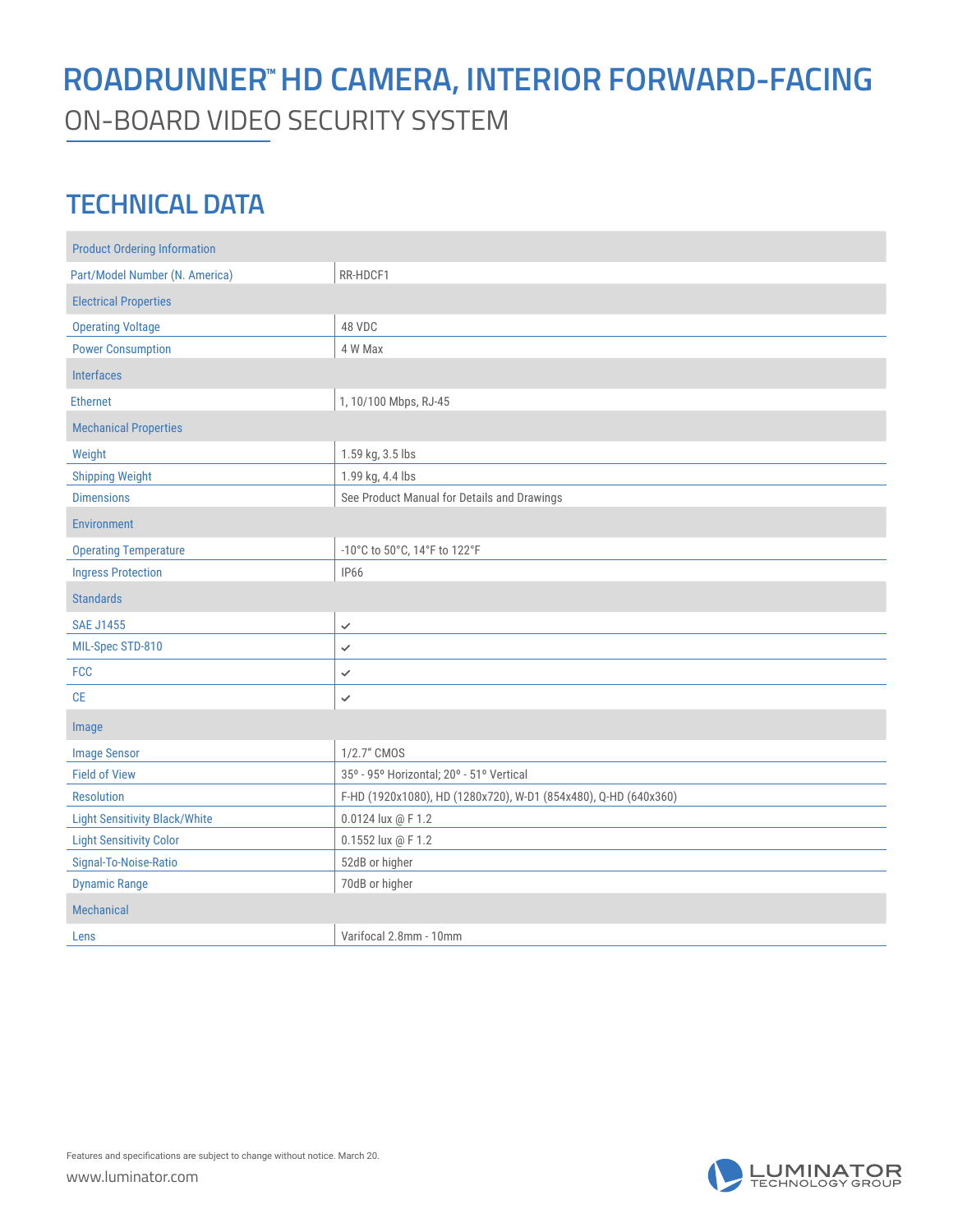# ROADRUNNER™ HD CAMERA, INTERIOR FORWARD-FACING

ON-BOARD VIDEO SECURITY SYSTEM

## TECHNICAL DATA

| | |
|---|---|
| **Product Ordering Information** | |
| Part/Model Number (N. America) | RR-HDCF1 |
| **Electrical Properties** | |
| Operating Voltage | 48 VDC |
| Power Consumption | 4 W Max |
| **Interfaces** | |
| Ethernet | 1, 10/100 Mbps, RJ-45 |
| **Mechanical Properties** | |
| Weight | 1.59 kg, 3.5 lbs |
| Shipping Weight | 1.99 kg, 4.4 lbs |
| Dimensions | See Product Manual for Details and Drawings |
| **Environment** | |
| Operating Temperature | -10°C to 50°C, 14°F to 122°F |
| Ingress Protection | IP66 |
| **Standards** | |
| SAE J1455 | ✓ |
| MIL-Spec STD-810 | ✓ |
| FCC | ✓ |
| CE | ✓ |
| **Image** | |
| Image Sensor | 1/2.7" CMOS |
| Field of View | 35º - 95º Horizontal; 20º - 51º Vertical |
| Resolution | F-HD (1920x1080), HD (1280x720), W-D1 (854x480), Q-HD (640x360) |
| Light Sensitivity Black/White | 0.0124 lux @ F 1.2 |
| Light Sensitivity Color | 0.1552 lux @ F 1.2 |
| Signal-To-Noise-Ratio | 52dB or higher |
| Dynamic Range | 70dB or higher |
| **Mechanical** | |
| Lens | Varifocal 2.8mm - 10mm |

Features and specifications are subject to change without notice. March 20.

www.luminator.com

LUMINATOR TECHNOLOGY GROUP